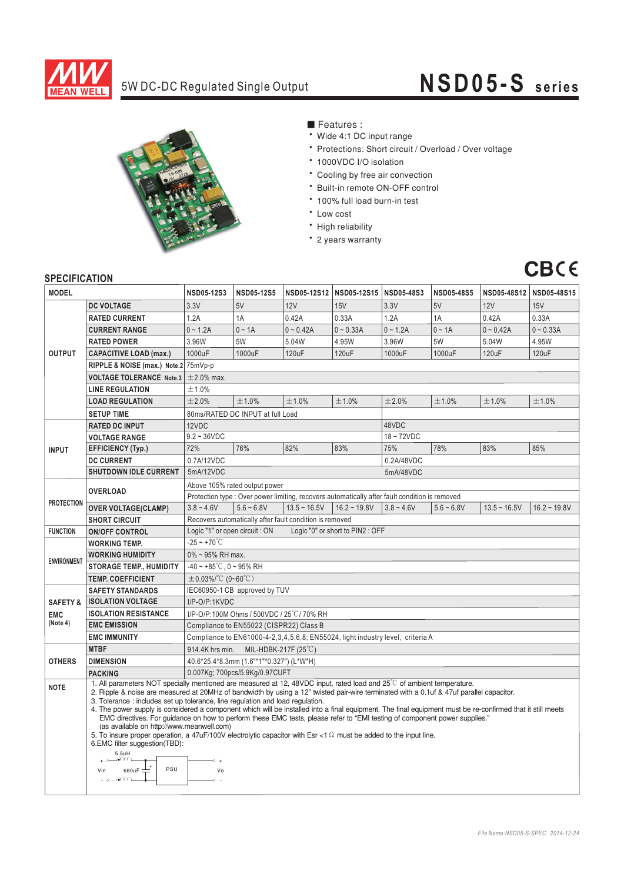# MEAN WELL

## 5W DC-DC Regulated Single Output

# NSD05-S series

■ Features :

- Wide 4:1 DC input range
- Protections: Short circuit / Overload / Over voltage
- 1000VDC I/O isolation
- Cooling by free air convection
- Built-in remote ON-OFF control
- 100% full load burn-in test
- Low cost
- High reliability
- 2 years warranty

CB CE

## SPECIFICATION

| MODEL | | NSD05-12S3 | NSD05-12S5 | NSD05-12S12 | NSD05-12S15 | NSD05-48S3 | NSD05-48S5 | NSD05-48S12 | NSD05-48S15 |
|---|---|---|---|---|---|---|---|---|---|
| OUTPUT | DC VOLTAGE | 3.3V | 5V | 12V | 15V | 3.3V | 5V | 12V | 15V |
| | RATED CURRENT | 1.2A | 1A | 0.42A | 0.33A | 1.2A | 1A | 0.42A | 0.33A |
| | CURRENT RANGE | 0 ~ 1.2A | 0 ~ 1A | 0 ~ 0.42A | 0 ~ 0.33A | 0 ~ 1.2A | 0 ~ 1A | 0 ~ 0.42A | 0 ~ 0.33A |
| | RATED POWER | 3.96W | 5W | 5.04W | 4.95W | 3.96W | 5W | 5.04W | 4.95W |
| | CAPACITIVE LOAD (max.) | 1000uF | 1000uF | 120uF | 120uF | 1000uF | 1000uF | 120uF | 120uF |
| | RIPPLE & NOISE (max.) Note.2 | 75mVp-p | | | | | | | |
| | VOLTAGE TOLERANCE Note.3 | ±2.0% max. | | | | | | | |
| | LINE REGULATION | ±1.0% | | | | | | | |
| | LOAD REGULATION | ±2.0% | ±1.0% | ±1.0% | ±1.0% | ±2.0% | ±1.0% | ±1.0% | ±1.0% |
| | SETUP TIME | 80ms/RATED DC INPUT at full Load | | | | | | | |
| INPUT | RATED DC INPUT | 12VDC | | | | 48VDC | | | |
| | VOLTAGE RANGE | 9.2 ~ 36VDC | | | | 18 ~ 72VDC | | | |
| | EFFICIENCY (Typ.) | 72% | 76% | 82% | 83% | 75% | 78% | 83% | 85% |
| | DC CURRENT | 0.7A/12VDC | | | | 0.2A/48VDC | | | |
| | SHUTDOWN IDLE CURRENT | 5mA/12VDC | | | | 5mA/48VDC | | | |
| PROTECTION | OVERLOAD | Above 105% rated output power | | | | | | | |
| | | Protection type : Over power limiting, recovers automatically after fault condition is removed | | | | | | | |
| | OVER VOLTAGE(CLAMP) | 3.8 ~ 4.6V | 5.6 ~ 6.8V | 13.5 ~ 16.5V | 16.2 ~ 19.8V | 3.8 ~ 4.6V | 5.6 ~ 6.8V | 13.5 ~ 16.5V | 16.2 ~ 19.8V |
| | SHORT CIRCUIT | Recovers automatically after fault condition is removed | | | | | | | |
| FUNCTION | ON/OFF CONTROL | Logic "1" or open circuit : ON  Logic "0" or short to PIN2 : OFF | | | | | | | |
| ENVIRONMENT | WORKING TEMP. | -25 ~ +70℃ | | | | | | | |
| | WORKING HUMIDITY | 0% ~ 95% RH max. | | | | | | | |
| | STORAGE TEMP., HUMIDITY | -40 ~ +85℃, 0 ~ 95% RH | | | | | | | |
| | TEMP. COEFFICIENT | ±0.03%/℃ (0~60℃) | | | | | | | |
| SAFETY & EMC (Note 4) | SAFETY STANDARDS | IEC60950-1 CB approved by TUV | | | | | | | |
| | ISOLATION VOLTAGE | I/P-O/P:1KVDC | | | | | | | |
| | ISOLATION RESISTANCE | I/P-O/P:100M Ohms / 500VDC / 25℃/ 70% RH | | | | | | | |
| | EMC EMISSION | Compliance to EN55022 (CISPR22) Class B | | | | | | | |
| | EMC IMMUNITY | Compliance to EN61000-4-2,3,4,5,6,8; EN55024, light industry level, criteria A | | | | | | | |
| OTHERS | MTBF | 914.4K hrs min. MIL-HDBK-217F (25℃) | | | | | | | |
| | DIMENSION | 40.6*25.4*8.3mm (1.6"*1"*0.327") (L*W*H) | | | | | | | |
| | PACKING | 0.007Kg; 700pcs/5.9Kg/0.97CUFT | | | | | | | |

**NOTE**

1. All parameters NOT specially mentioned are measured at 12, 48VDC input, rated load and 25℃ of ambient temperature.
2. Ripple & noise are measured at 20MHz of bandwidth by using a 12" twisted pair-wire terminated with a 0.1uf & 47uf parallel capacitor.
3. Tolerance : includes set up tolerance, line regulation and load regulation.
4. The power supply is considered a component which will be installed into a final equipment. The final equipment must be re-confirmed that it still meets EMC directives. For guidance on how to perform these EMC tests, please refer to "EMI testing of component power supplies." (as available on http://www.meanwell.com)
5. To insure proper operation, a 47uF/100V electrolytic capacitor with Esr <1 Ω must be added to the input line.
6. EMC filter suggestion(TBD):

5.5uH
Vin
680uF
PSU
Vo

File Name:NSD05-S-SPEC 2014-12-24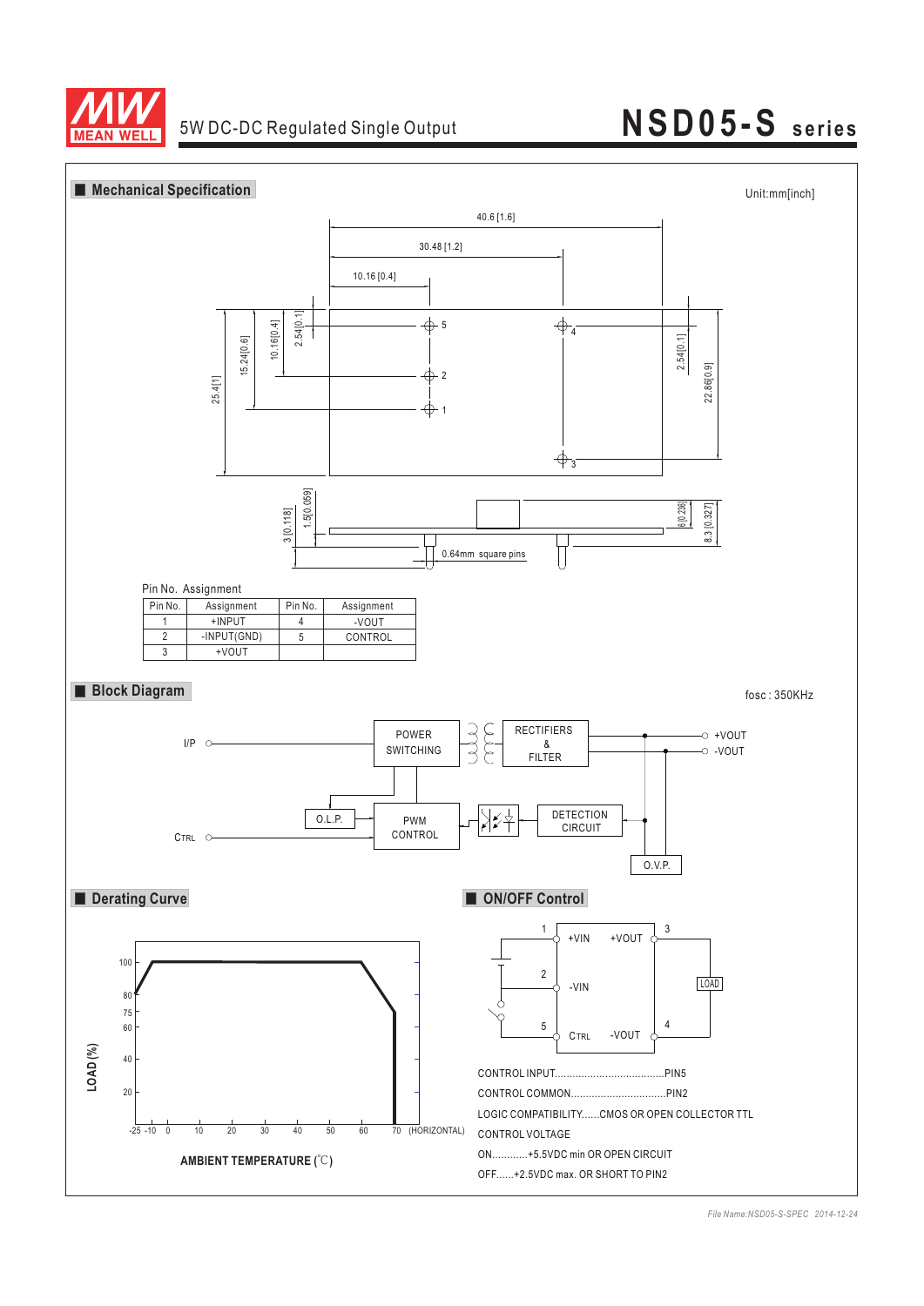## Mechanical Specification

Unit:mm[inch]

40.6 [1.6]
30.48 [1.2]
10.16 [0.4]
2.54[0.1]
10.16[0.4]
15.24[0.6]
25.4[1]
2.54[0.1]
22.86[0.9]
3 [0.118]
1.5[0.059]
6 [0.236]
8.3 [0.327]
0.64mm square pins

Pin No. Assignment

| Pin No. | Assignment | Pin No. | Assignment |
|---|---|---|---|
| 1 | +INPUT | 4 | -VOUT |
| 2 | -INPUT(GND) | 5 | CONTROL |
| 3 | +VOUT | | |

## Block Diagram

fosc : 350KHz

I/P
POWER SWITCHING
RECTIFIERS & FILTER
+VOUT
-VOUT
O.L.P.
PWM CONTROL
DETECTION CIRCUIT
CTRL
O.V.P.

## Derating Curve

LOAD (%)
100
80
75
60
40
20
-25 -10 0 10 20 30 40 50 60 70 (HORIZONTAL)
AMBIENT TEMPERATURE (℃)

## ON/OFF Control

1 +VIN +VOUT 3
2 -VIN
LOAD
5 CTRL -VOUT 4

CONTROL INPUT.......................................PIN5

CONTROL COMMON.................................PIN2

LOGIC COMPATIBILITY......CMOS OR OPEN COLLECTOR TTL

CONTROL VOLTAGE

ON............+5.5VDC min OR OPEN CIRCUIT

OFF......+2.5VDC max. OR SHORT TO PIN2

File Name:NSD05-S-SPEC 2014-12-24